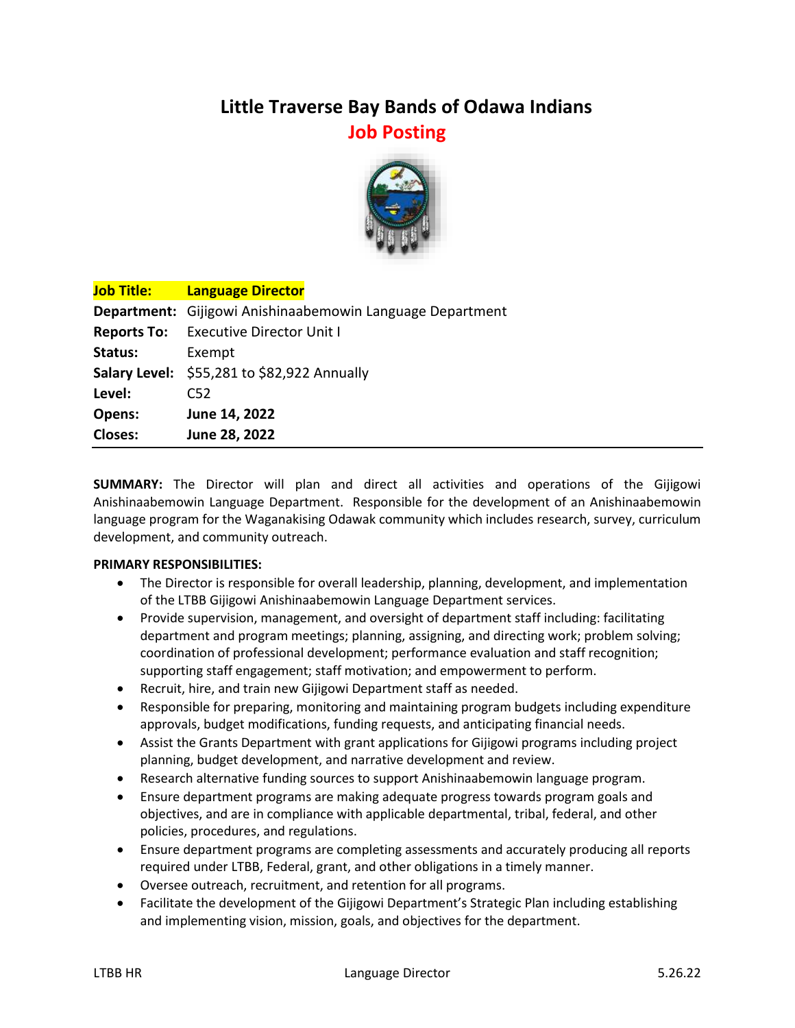# Little Traverse Bay Bands of Odawa Indians

## Job Posting

| | |
|---|---|
| **Job Title:** | **Language Director** |
| **Department:** | Gijigowi Anishinaabemowin Language Department |
| **Reports To:** | Executive Director Unit I |
| **Status:** | Exempt |
| **Salary Level:** | $55,281 to $82,922 Annually |
| **Level:** | C52 |
| **Opens:** | **June 14, 2022** |
| **Closes:** | **June 28, 2022** |

**SUMMARY:** The Director will plan and direct all activities and operations of the Gijigowi Anishinaabemowin Language Department. Responsible for the development of an Anishinaabemowin language program for the Waganakising Odawak community which includes research, survey, curriculum development, and community outreach.

**PRIMARY RESPONSIBILITIES:**

- The Director is responsible for overall leadership, planning, development, and implementation of the LTBB Gijigowi Anishinaabemowin Language Department services.
- Provide supervision, management, and oversight of department staff including: facilitating department and program meetings; planning, assigning, and directing work; problem solving; coordination of professional development; performance evaluation and staff recognition; supporting staff engagement; staff motivation; and empowerment to perform.
- Recruit, hire, and train new Gijigowi Department staff as needed.
- Responsible for preparing, monitoring and maintaining program budgets including expenditure approvals, budget modifications, funding requests, and anticipating financial needs.
- Assist the Grants Department with grant applications for Gijigowi programs including project planning, budget development, and narrative development and review.
- Research alternative funding sources to support Anishinaabemowin language program.
- Ensure department programs are making adequate progress towards program goals and objectives, and are in compliance with applicable departmental, tribal, federal, and other policies, procedures, and regulations.
- Ensure department programs are completing assessments and accurately producing all reports required under LTBB, Federal, grant, and other obligations in a timely manner.
- Oversee outreach, recruitment, and retention for all programs.
- Facilitate the development of the Gijigowi Department's Strategic Plan including establishing and implementing vision, mission, goals, and objectives for the department.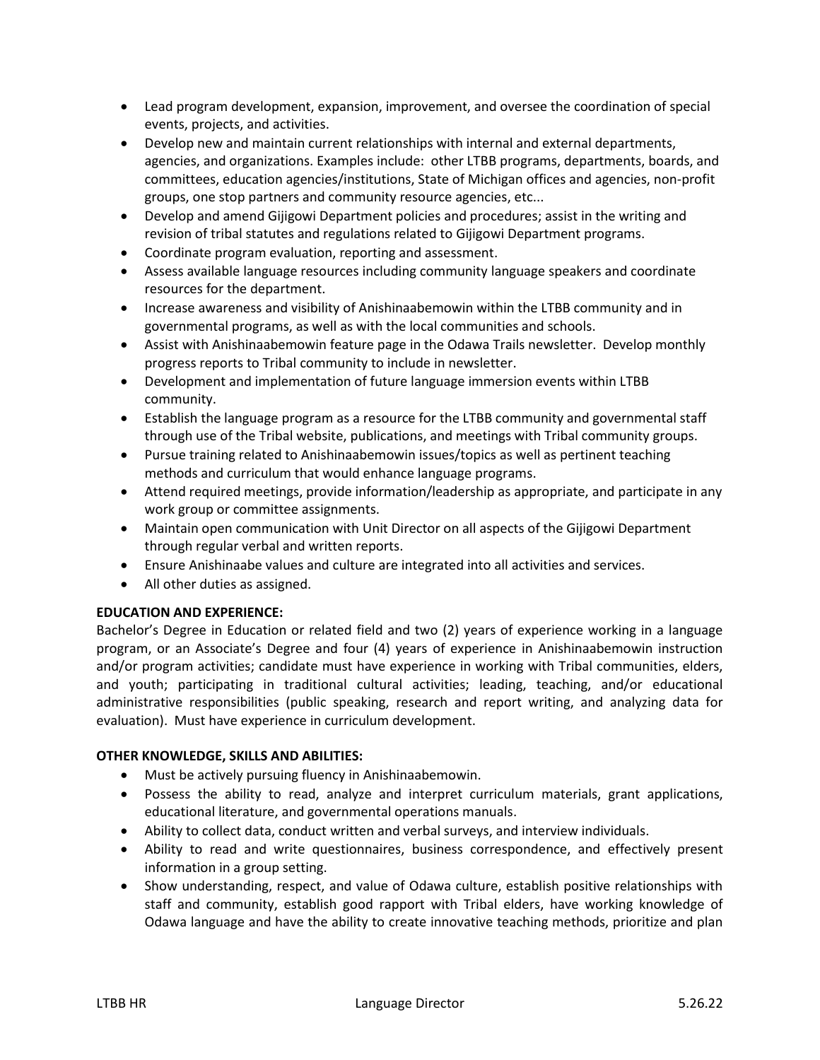- Lead program development, expansion, improvement, and oversee the coordination of special events, projects, and activities.
- Develop new and maintain current relationships with internal and external departments, agencies, and organizations. Examples include: other LTBB programs, departments, boards, and committees, education agencies/institutions, State of Michigan offices and agencies, non-profit groups, one stop partners and community resource agencies, etc...
- Develop and amend Gijigowi Department policies and procedures; assist in the writing and revision of tribal statutes and regulations related to Gijigowi Department programs.
- Coordinate program evaluation, reporting and assessment.
- Assess available language resources including community language speakers and coordinate resources for the department.
- Increase awareness and visibility of Anishinaabemowin within the LTBB community and in governmental programs, as well as with the local communities and schools.
- Assist with Anishinaabemowin feature page in the Odawa Trails newsletter. Develop monthly progress reports to Tribal community to include in newsletter.
- Development and implementation of future language immersion events within LTBB community.
- Establish the language program as a resource for the LTBB community and governmental staff through use of the Tribal website, publications, and meetings with Tribal community groups.
- Pursue training related to Anishinaabemowin issues/topics as well as pertinent teaching methods and curriculum that would enhance language programs.
- Attend required meetings, provide information/leadership as appropriate, and participate in any work group or committee assignments.
- Maintain open communication with Unit Director on all aspects of the Gijigowi Department through regular verbal and written reports.
- Ensure Anishinaabe values and culture are integrated into all activities and services.
- All other duties as assigned.

**EDUCATION AND EXPERIENCE:**
Bachelor's Degree in Education or related field and two (2) years of experience working in a language program, or an Associate's Degree and four (4) years of experience in Anishinaabemowin instruction and/or program activities; candidate must have experience in working with Tribal communities, elders, and youth; participating in traditional cultural activities; leading, teaching, and/or educational administrative responsibilities (public speaking, research and report writing, and analyzing data for evaluation). Must have experience in curriculum development.

**OTHER KNOWLEDGE, SKILLS AND ABILITIES:**

- Must be actively pursuing fluency in Anishinaabemowin.
- Possess the ability to read, analyze and interpret curriculum materials, grant applications, educational literature, and governmental operations manuals.
- Ability to collect data, conduct written and verbal surveys, and interview individuals.
- Ability to read and write questionnaires, business correspondence, and effectively present information in a group setting.
- Show understanding, respect, and value of Odawa culture, establish positive relationships with staff and community, establish good rapport with Tribal elders, have working knowledge of Odawa language and have the ability to create innovative teaching methods, prioritize and plan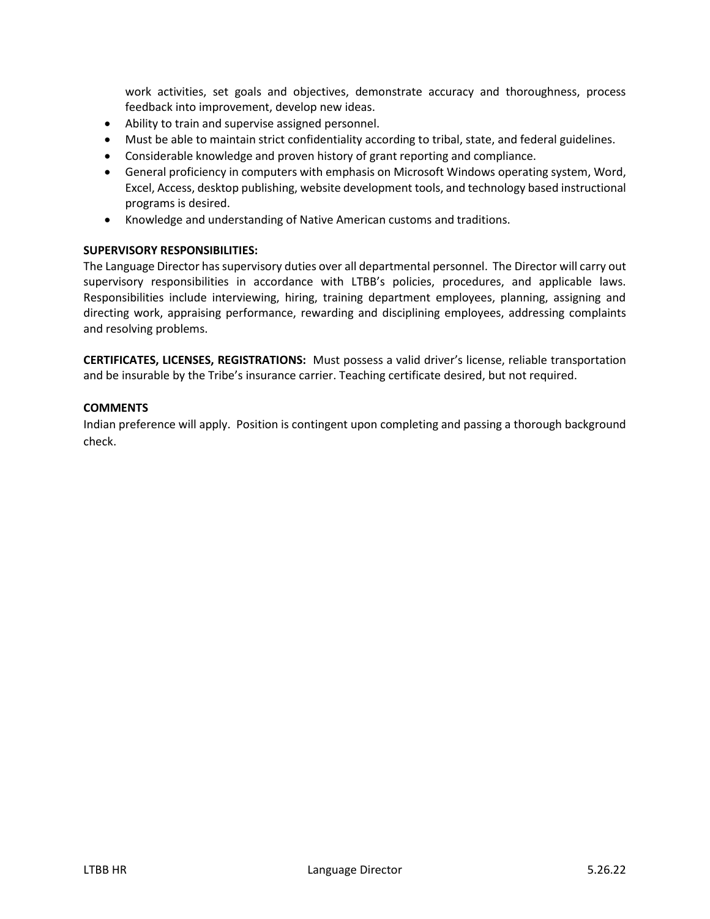work activities, set goals and objectives, demonstrate accuracy and thoroughness, process feedback into improvement, develop new ideas.
- Ability to train and supervise assigned personnel.
- Must be able to maintain strict confidentiality according to tribal, state, and federal guidelines.
- Considerable knowledge and proven history of grant reporting and compliance.
- General proficiency in computers with emphasis on Microsoft Windows operating system, Word, Excel, Access, desktop publishing, website development tools, and technology based instructional programs is desired.
- Knowledge and understanding of Native American customs and traditions.

**SUPERVISORY RESPONSIBILITIES:**
The Language Director has supervisory duties over all departmental personnel. The Director will carry out supervisory responsibilities in accordance with LTBB's policies, procedures, and applicable laws. Responsibilities include interviewing, hiring, training department employees, planning, assigning and directing work, appraising performance, rewarding and disciplining employees, addressing complaints and resolving problems.

**CERTIFICATES, LICENSES, REGISTRATIONS:** Must possess a valid driver's license, reliable transportation and be insurable by the Tribe's insurance carrier. Teaching certificate desired, but not required.

**COMMENTS**
Indian preference will apply. Position is contingent upon completing and passing a thorough background check.